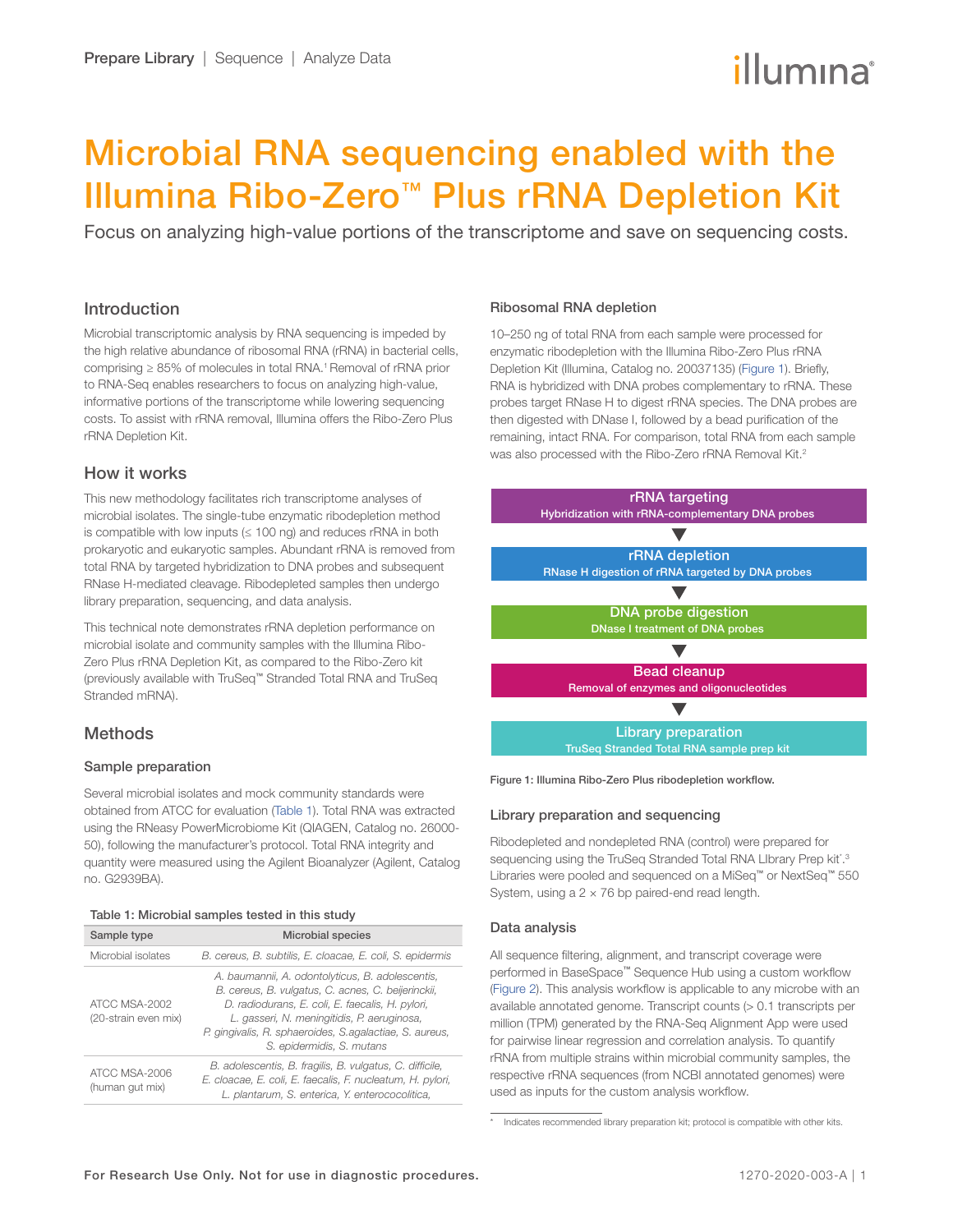# Microbial RNA sequencing enabled with the Illumina Ribo-Zero™ Plus rRNA Depletion Kit

Focus on analyzing high-value portions of the transcriptome and save on sequencing costs.

## Introduction

Microbial transcriptomic analysis by RNA sequencing is impeded by the high relative abundance of ribosomal RNA (rRNA) in bacterial cells, comprising ≥ 85% of molecules in total RNA.[1] Removal of rRNA prior to RNA-Seq enables researchers to focus on analyzing high-value, informative portions of the transcriptome while lowering sequencing costs. To assist with rRNA removal, Illumina offers the Ribo-Zero Plus rRNA Depletion Kit.

## How it works

This new methodology facilitates rich transcriptome analyses of microbial isolates. The single-tube enzymatic ribodepletion method is compatible with low inputs (≤ 100 ng) and reduces rRNA in both prokaryotic and eukaryotic samples. Abundant rRNA is removed from total RNA by targeted hybridization to DNA probes and subsequent RNase H-mediated cleavage. Ribodepleted samples then undergo library preparation, sequencing, and data analysis.

This technical note demonstrates rRNA depletion performance on microbial isolate and community samples with the Illumina Ribo-Zero Plus rRNA Depletion Kit, as compared to the Ribo-Zero kit (previously available with TruSeq™ Stranded Total RNA and TruSeq Stranded mRNA).

## Methods

### Sample preparation

Several microbial isolates and mock community standards were obtained from ATCC for evaluation (Table 1). Total RNA was extracted using the RNeasy PowerMicrobiome Kit (QIAGEN, Catalog no. 26000-50), following the manufacturer's protocol. Total RNA integrity and quantity were measured using the Agilent Bioanalyzer (Agilent, Catalog no. G2939BA).

**Table 1: Microbial samples tested in this study**

| Sample type | Microbial species |
|---|---|
| Microbial isolates | *B. cereus, B. subtilis, E. cloacae, E. coli, S. epidermis* |
| ATCC MSA-2002 (20-strain even mix) | *A. baumannii, A. odontolyticus, B. adolescentis, B. cereus, B. vulgatus, C. acnes, C. beijerinckii, D. radiodurans, E. coli, E. faecalis, H. pylori, L. gasseri, N. meningitidis, P. aeruginosa, P. gingivalis, R. sphaeroides, S.agalactiae, S. aureus, S. epidermidis, S. mutans* |
| ATCC MSA-2006 (human gut mix) | *B. adolescentis, B. fragilis, B. vulgatus, C. difficile, E. cloacae, E. coli, E. faecalis, F. nucleatum, H. pylori, L. plantarum, S. enterica, Y. enterococolitica,* |

### Ribosomal RNA depletion

10–250 ng of total RNA from each sample were processed for enzymatic ribodepletion with the Illumina Ribo-Zero Plus rRNA Depletion Kit (Illumina, Catalog no. 20037135) (Figure 1). Briefly, RNA is hybridized with DNA probes complementary to rRNA. These probes target RNase H to digest rRNA species. The DNA probes are then digested with DNase I, followed by a bead purification of the remaining, intact RNA. For comparison, total RNA from each sample was also processed with the Ribo-Zero rRNA Removal Kit.[2]

**rRNA targeting**
Hybridization with rRNA-complementary DNA probes

▼

**rRNA depletion**
RNase H digestion of rRNA targeted by DNA probes

▼

**DNA probe digestion**
DNase I treatment of DNA probes

▼

**Bead cleanup**
Removal of enzymes and oligonucleotides

▼

**Library preparation**
TruSeq Stranded Total RNA sample prep kit

Figure 1: Illumina Ribo-Zero Plus ribodepletion workflow.

### Library preparation and sequencing

Ribodepleted and nondepleted RNA (control) were prepared for sequencing using the TruSeq Stranded Total RNA LIbrary Prep kit*,[3] Libraries were pooled and sequenced on a MiSeq™ or NextSeq™ 550 System, using a 2 × 76 bp paired-end read length.

### Data analysis

All sequence filtering, alignment, and transcript coverage were performed in BaseSpace™ Sequence Hub using a custom workflow (Figure 2). This analysis workflow is applicable to any microbe with an available annotated genome. Transcript counts (> 0.1 transcripts per million (TPM) generated by the RNA-Seq Alignment App were used for pairwise linear regression and correlation analysis. To quantify rRNA from multiple strains within microbial community samples, the respective rRNA sequences (from NCBI annotated genomes) were used as inputs for the custom analysis workflow.

\* Indicates recommended library preparation kit; protocol is compatible with other kits.

For Research Use Only. Not for use in diagnostic procedures.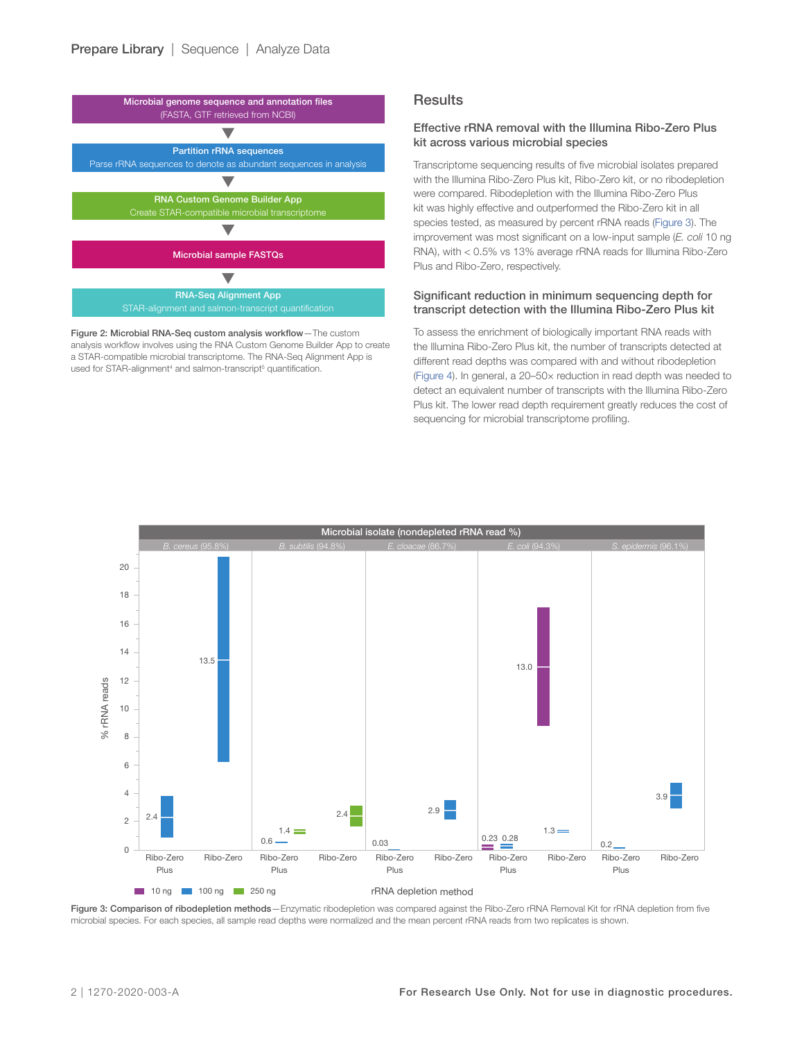Microbial genome sequence and annotation files
(FASTA, GTF retrieved from NCBI)

Partition rRNA sequences
Parse rRNA sequences to denote as abundant sequences in analysis

RNA Custom Genome Builder App
Create STAR-compatible microbial transcriptome

Microbial sample FASTQs

RNA-Seq Alignment App
STAR-alignment and salmon-transcript quantification

**Figure 2: Microbial RNA-Seq custom analysis workflow**—The custom analysis workflow involves using the RNA Custom Genome Builder App to create a STAR-compatible microbial transcriptome. The RNA-Seq Alignment App is used for STAR-alignment[4] and salmon-transcript[5] quantification.

## Results

### Effective rRNA removal with the Illumina Ribo-Zero Plus kit across various microbial species

Transcriptome sequencing results of five microbial isolates prepared with the Illumina Ribo-Zero Plus kit, Ribo-Zero kit, or no ribodepletion were compared. Ribodepletion with the Illumina Ribo-Zero Plus kit was highly effective and outperformed the Ribo-Zero kit in all species tested, as measured by percent rRNA reads (Figure 3). The improvement was most significant on a low-input sample (*E. coli* 10 ng RNA), with < 0.5% vs 13% average rRNA reads for Illumina Ribo-Zero Plus and Ribo-Zero, respectively.

### Significant reduction in minimum sequencing depth for transcript detection with the Illumina Ribo-Zero Plus kit

To assess the enrichment of biologically important RNA reads with the Illumina Ribo-Zero Plus kit, the number of transcripts detected at different read depths was compared with and without ribodepletion (Figure 4). In general, a 20–50× reduction in read depth was needed to detect an equivalent number of transcripts with the Illumina Ribo-Zero Plus kit. The lower read depth requirement greatly reduces the cost of sequencing for microbial transcriptome profiling.

Microbial isolate (nondepleted rRNA read %)

| Species | Ribo-Zero Plus | Ribo-Zero |
|---|---|---|
| *B. cereus* (95.8%) | 2.4 (100 ng) | 13.5 (100 ng) |
| *B. subtilis* (94.8%) | 0.6 (100 ng); 1.4 (250 ng) | 2.4 (250 ng) |
| *E. cloacae* (86.7%) | 0.03 (100 ng) | 2.9 (100 ng) |
| *E. coli* (94.3%) | 0.23 (10 ng); 0.28 (100 ng) | 13.0 (10 ng); 1.3 (100 ng) |
| *S. epidermis* (96.1%) | 0.2 (100 ng) | 3.9 (100 ng) |

% rRNA reads; rRNA depletion method; ■ 10 ng ■ 100 ng ■ 250 ng

**Figure 3: Comparison of ribodepletion methods**—Enzymatic ribodepletion was compared against the Ribo-Zero rRNA Removal Kit for rRNA depletion from five microbial species. For each species, all sample read depths were normalized and the mean percent rRNA reads from two replicates is shown.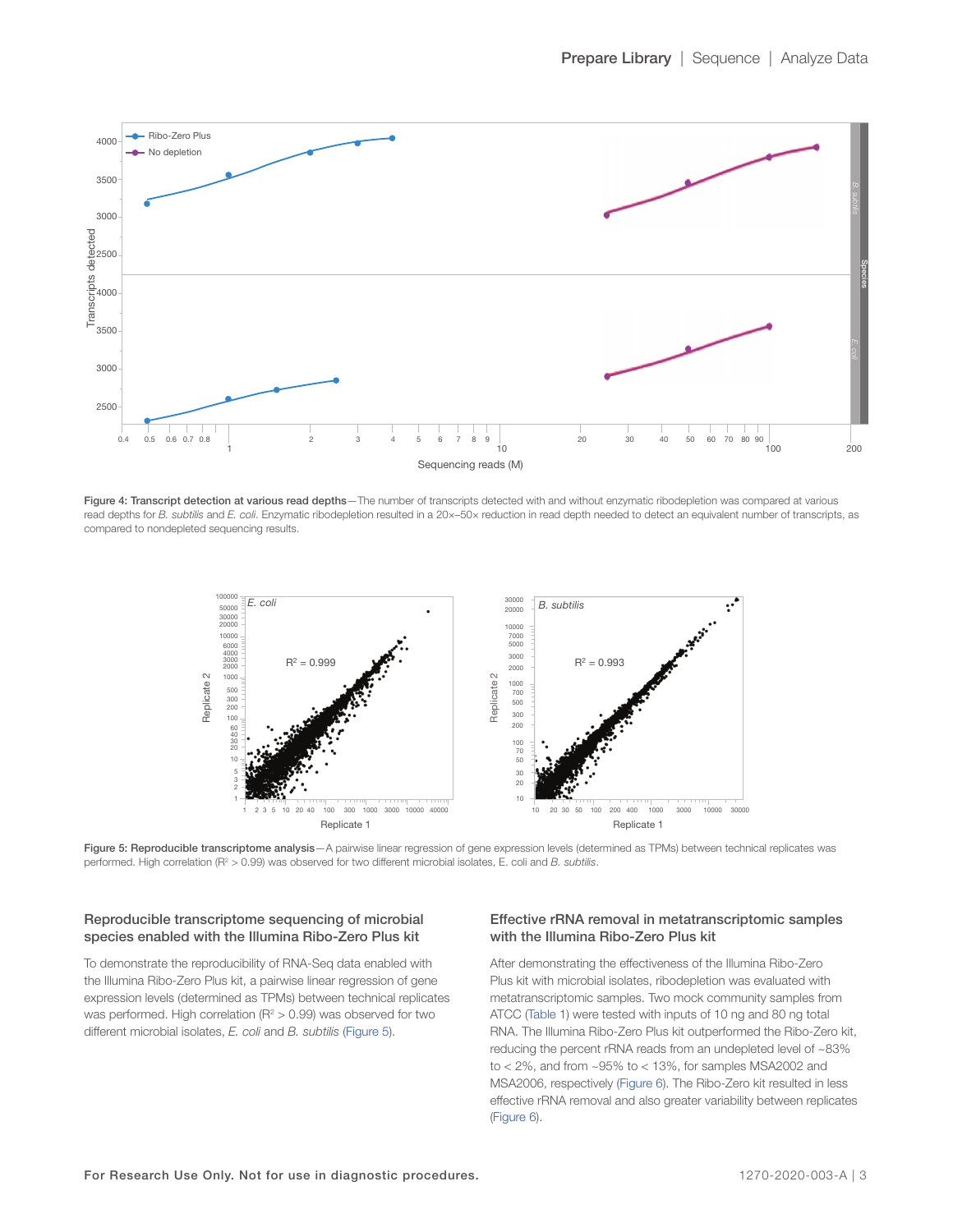**Figure 4: Transcript detection at various read depths**—The number of transcripts detected with and without enzymatic ribodepletion was compared at various read depths for *B. subtilis* and *E. coli*. Enzymatic ribodepletion resulted in a 20×–50× reduction in read depth needed to detect an equivalent number of transcripts, as compared to nondepleted sequencing results.

**Figure 5: Reproducible transcriptome analysis**—A pairwise linear regression of gene expression levels (determined as TPMs) between technical replicates was performed. High correlation ($R^2 > 0.99$) was observed for two different microbial isolates, E. coli and *B. subtilis*.

### Reproducible transcriptome sequencing of microbial species enabled with the Illumina Ribo-Zero Plus kit

To demonstrate the reproducibility of RNA-Seq data enabled with the Illumina Ribo-Zero Plus kit, a pairwise linear regression of gene expression levels (determined as TPMs) between technical replicates was performed. High correlation ($R^2 > 0.99$) was observed for two different microbial isolates, *E. coli* and *B. subtilis* (Figure 5).

### Effective rRNA removal in metatranscriptomic samples with the Illumina Ribo-Zero Plus kit

After demonstrating the effectiveness of the Illumina Ribo-Zero Plus kit with microbial isolates, ribodepletion was evaluated with metatranscriptomic samples. Two mock community samples from ATCC (Table 1) were tested with inputs of 10 ng and 80 ng total RNA. The Illumina Ribo-Zero Plus kit outperformed the Ribo-Zero kit, reducing the percent rRNA reads from an undepleted level of ~83% to < 2%, and from ~95% to < 13%, for samples MSA2002 and MSA2006, respectively (Figure 6). The Ribo-Zero kit resulted in less effective rRNA removal and also greater variability between replicates (Figure 6).

For Research Use Only. Not for use in diagnostic procedures.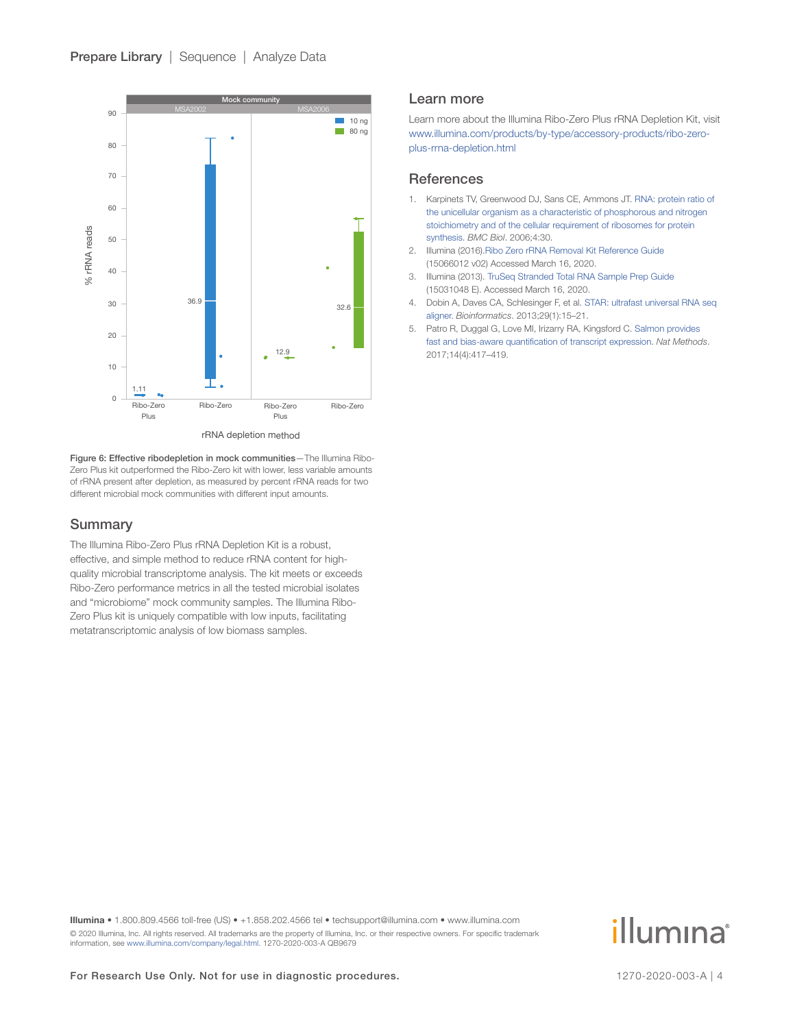Mock community

MSA2002

MSA2006

10 ng

80 ng

% rRNA reads

0
10
20
30
40
50
60
70
80
90

1.11

36.9

12.9

32.6

Ribo-Zero Plus

Ribo-Zero

Ribo-Zero Plus

Ribo-Zero

rRNA depletion method

**Figure 6: Effective ribodepletion in mock communities**—The Illumina Ribo-Zero Plus kit outperformed the Ribo-Zero kit with lower, less variable amounts of rRNA present after depletion, as measured by percent rRNA reads for two different microbial mock communities with different input amounts.

## Summary

The Illumina Ribo-Zero Plus rRNA Depletion Kit is a robust, effective, and simple method to reduce rRNA content for high-quality microbial transcriptome analysis. The kit meets or exceeds Ribo-Zero performance metrics in all the tested microbial isolates and "microbiome" mock community samples. The Illumina Ribo-Zero Plus kit is uniquely compatible with low inputs, facilitating metatranscriptomic analysis of low biomass samples.

## Learn more

Learn more about the Illumina Ribo-Zero Plus rRNA Depletion Kit, visit www.illumina.com/products/by-type/accessory-products/ribo-zero-plus-rrna-depletion.html

## References

1. Karpinets TV, Greenwood DJ, Sans CE, Ammons JT. RNA: protein ratio of the unicellular organism as a characteristic of phosphorous and nitrogen stoichiometry and of the cellular requirement of ribosomes for protein synthesis. *BMC Biol*. 2006;4:30.
2. Illumina (2016).Ribo Zero rRNA Removal Kit Reference Guide (15066012 v02) Accessed March 16, 2020.
3. Illumina (2013). TruSeq Stranded Total RNA Sample Prep Guide (15031048 E). Accessed March 16, 2020.
4. Dobin A, Daves CA, Schlesinger F, et al. STAR: ultrafast universal RNA seq aligner. *Bioinformatics*. 2013;29(1):15–21.
5. Patro R, Duggal G, Love MI, Irizarry RA, Kingsford C. Salmon provides fast and bias-aware quantification of transcript expression. *Nat Methods*. 2017;14(4):417–419.

**Illumina** • 1.800.809.4566 toll-free (US) • +1.858.202.4566 tel • techsupport@illumina.com • www.illumina.com

© 2020 Illumina, Inc. All rights reserved. All trademarks are the property of Illumina, Inc. or their respective owners. For specific trademark information, see www.illumina.com/company/legal.html. 1270-2020-003-A QB9679

For Research Use Only. Not for use in diagnostic procedures.